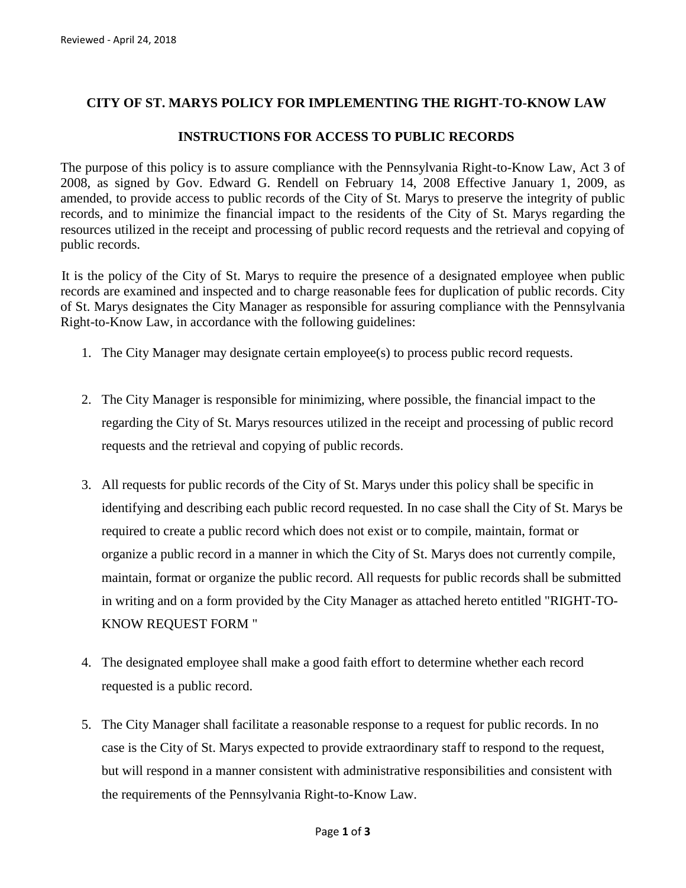Reviewed - April 24, 2018

## CITY OF ST. MARYS POLICY FOR IMPLEMENTING THE RIGHT-TO-KNOW LAW

## INSTRUCTIONS FOR ACCESS TO PUBLIC RECORDS

The purpose of this policy is to assure compliance with the Pennsylvania Right-to-Know Law, Act 3 of 2008, as signed by Gov. Edward G. Rendell on February 14, 2008 Effective January 1, 2009, as amended, to provide access to public records of the City of St. Marys to preserve the integrity of public records, and to minimize the financial impact to the residents of the City of St. Marys regarding the resources utilized in the receipt and processing of public record requests and the retrieval and copying of public records.

It is the policy of the City of St. Marys to require the presence of a designated employee when public records are examined and inspected and to charge reasonable fees for duplication of public records. City of St. Marys designates the City Manager as responsible for assuring compliance with the Pennsylvania Right-to-Know Law, in accordance with the following guidelines:

1. The City Manager may designate certain employee(s) to process public record requests.

2. The City Manager is responsible for minimizing, where possible, the financial impact to the regarding the City of St. Marys resources utilized in the receipt and processing of public record requests and the retrieval and copying of public records.

3. All requests for public records of the City of St. Marys under this policy shall be specific in identifying and describing each public record requested. In no case shall the City of St. Marys be required to create a public record which does not exist or to compile, maintain, format or organize a public record in a manner in which the City of St. Marys does not currently compile, maintain, format or organize the public record. All requests for public records shall be submitted in writing and on a form provided by the City Manager as attached hereto entitled "RIGHT-TO-KNOW REQUEST FORM "

4. The designated employee shall make a good faith effort to determine whether each record requested is a public record.

5. The City Manager shall facilitate a reasonable response to a request for public records. In no case is the City of St. Marys expected to provide extraordinary staff to respond to the request, but will respond in a manner consistent with administrative responsibilities and consistent with the requirements of the Pennsylvania Right-to-Know Law.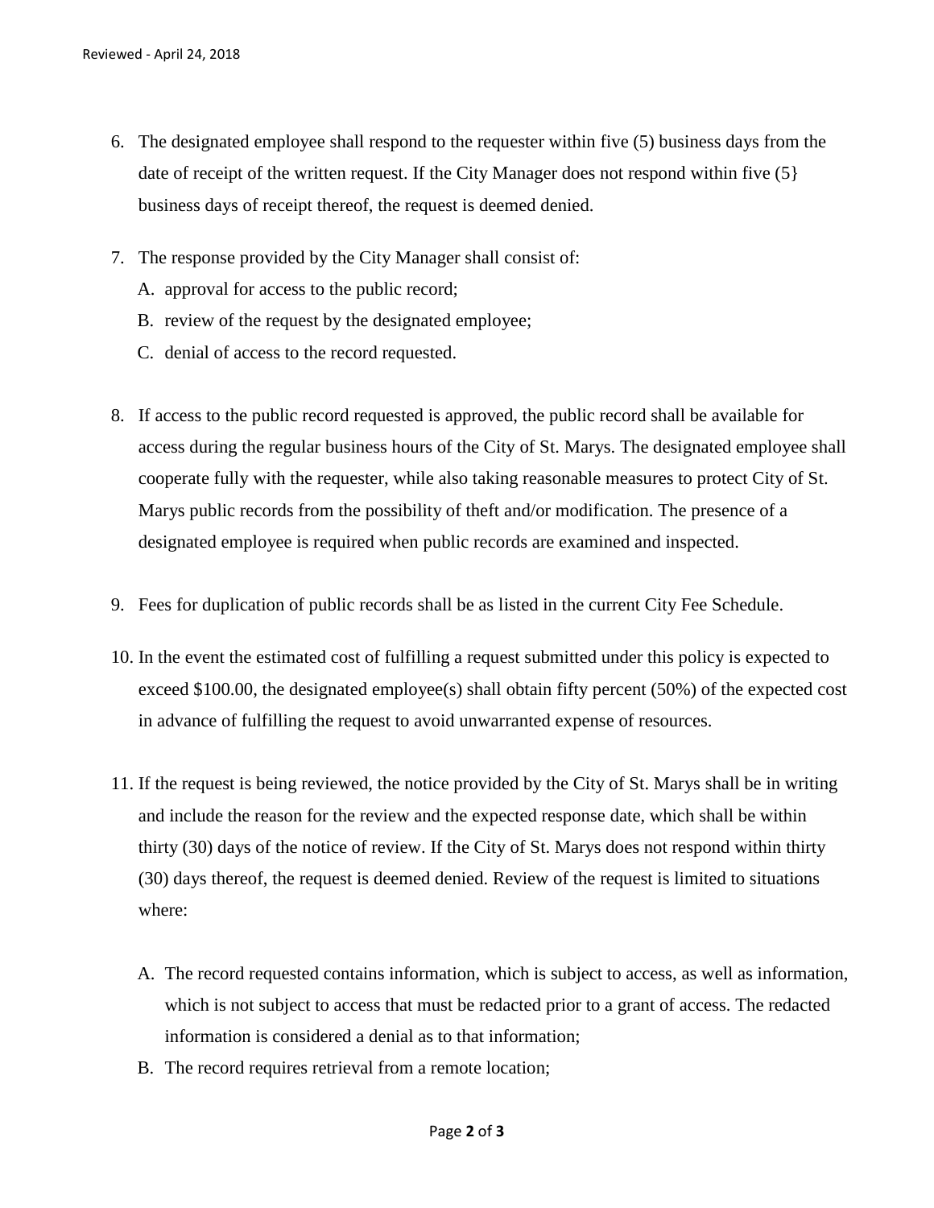6. The designated employee shall respond to the requester within five (5) business days from the date of receipt of the written request. If the City Manager does not respond within five (5} business days of receipt thereof, the request is deemed denied.

7. The response provided by the City Manager shall consist of:
   A. approval for access to the public record;
   B. review of the request by the designated employee;
   C. denial of access to the record requested.

8. If access to the public record requested is approved, the public record shall be available for access during the regular business hours of the City of St. Marys. The designated employee shall cooperate fully with the requester, while also taking reasonable measures to protect City of St. Marys public records from the possibility of theft and/or modification. The presence of a designated employee is required when public records are examined and inspected.

9. Fees for duplication of public records shall be as listed in the current City Fee Schedule.

10. In the event the estimated cost of fulfilling a request submitted under this policy is expected to exceed $100.00, the designated employee(s) shall obtain fifty percent (50%) of the expected cost in advance of fulfilling the request to avoid unwarranted expense of resources.

11. If the request is being reviewed, the notice provided by the City of St. Marys shall be in writing and include the reason for the review and the expected response date, which shall be within thirty (30) days of the notice of review. If the City of St. Marys does not respond within thirty (30) days thereof, the request is deemed denied. Review of the request is limited to situations where:

    A. The record requested contains information, which is subject to access, as well as information, which is not subject to access that must be redacted prior to a grant of access. The redacted information is considered a denial as to that information;
    B. The record requires retrieval from a remote location;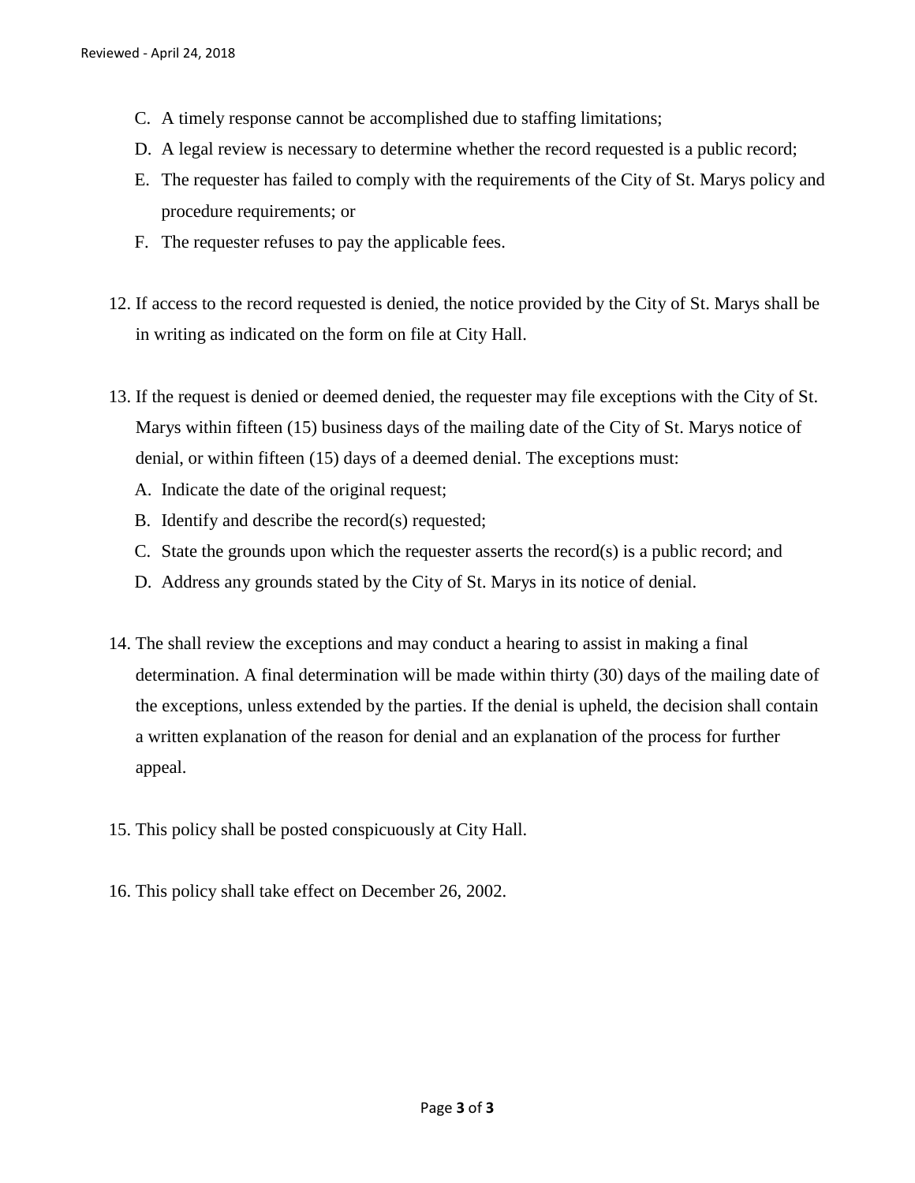C. A timely response cannot be accomplished due to staffing limitations;
D. A legal review is necessary to determine whether the record requested is a public record;
E. The requester has failed to comply with the requirements of the City of St. Marys policy and procedure requirements; or
F. The requester refuses to pay the applicable fees.

12. If access to the record requested is denied, the notice provided by the City of St. Marys shall be in writing as indicated on the form on file at City Hall.

13. If the request is denied or deemed denied, the requester may file exceptions with the City of St. Marys within fifteen (15) business days of the mailing date of the City of St. Marys notice of denial, or within fifteen (15) days of a deemed denial. The exceptions must:
    A. Indicate the date of the original request;
    B. Identify and describe the record(s) requested;
    C. State the grounds upon which the requester asserts the record(s) is a public record; and
    D. Address any grounds stated by the City of St. Marys in its notice of denial.

14. The shall review the exceptions and may conduct a hearing to assist in making a final determination. A final determination will be made within thirty (30) days of the mailing date of the exceptions, unless extended by the parties. If the denial is upheld, the decision shall contain a written explanation of the reason for denial and an explanation of the process for further appeal.

15. This policy shall be posted conspicuously at City Hall.

16. This policy shall take effect on December 26, 2002.